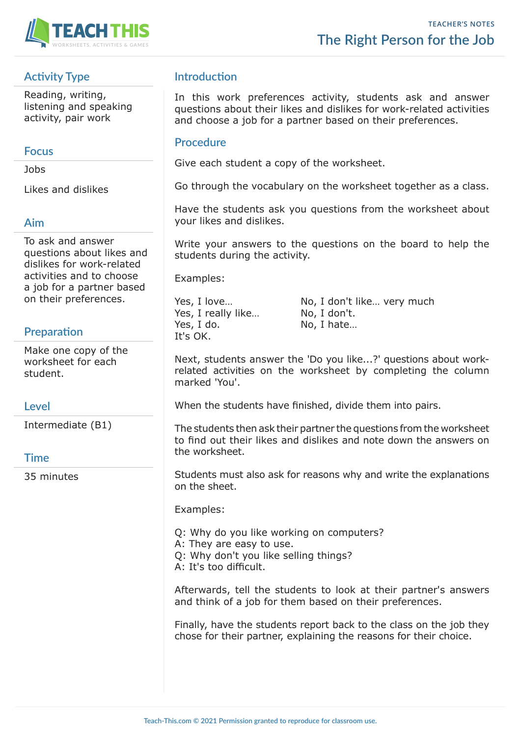TEACHER'S NOTES

# The Right Person for the Job

## Activity Type

Reading, writing, listening and speaking activity, pair work

## Focus

Jobs

Likes and dislikes

## Aim

To ask and answer questions about likes and dislikes for work-related activities and to choose a job for a partner based on their preferences.

## Preparation

Make one copy of the worksheet for each student.

## Level

Intermediate (B1)

## Time

35 minutes

## Introduction

In this work preferences activity, students ask and answer questions about their likes and dislikes for work-related activities and choose a job for a partner based on their preferences.

## Procedure

Give each student a copy of the worksheet.

Go through the vocabulary on the worksheet together as a class.

Have the students ask you questions from the worksheet about your likes and dislikes.

Write your answers to the questions on the board to help the students during the activity.

Examples:

Yes, I love…
Yes, I really like…
Yes, I do.
It's OK.

No, I don't like… very much
No, I don't.
No, I hate…

Next, students answer the 'Do you like...?' questions about work-related activities on the worksheet by completing the column marked 'You'.

When the students have finished, divide them into pairs.

The students then ask their partner the questions from the worksheet to find out their likes and dislikes and note down the answers on the worksheet.

Students must also ask for reasons why and write the explanations on the sheet.

Examples:

Q: Why do you like working on computers?
A: They are easy to use.
Q: Why don't you like selling things?
A: It's too difficult.

Afterwards, tell the students to look at their partner's answers and think of a job for them based on their preferences.

Finally, have the students report back to the class on the job they chose for their partner, explaining the reasons for their choice.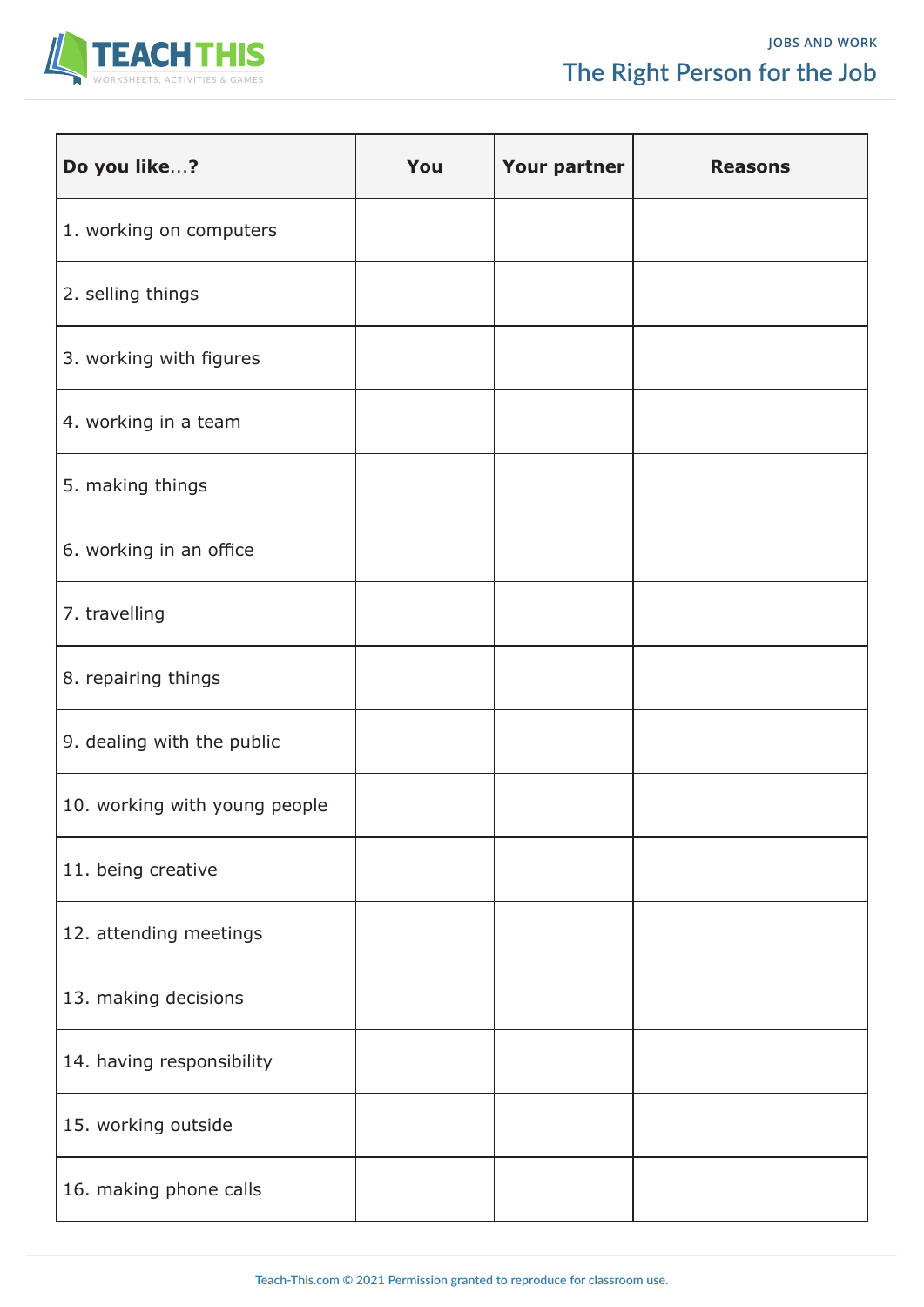| Do you like…? | You | Your partner | Reasons |
| --- | --- | --- | --- |
| 1. working on computers | | | |
| 2. selling things | | | |
| 3. working with figures | | | |
| 4. working in a team | | | |
| 5. making things | | | |
| 6. working in an office | | | |
| 7. travelling | | | |
| 8. repairing things | | | |
| 9. dealing with the public | | | |
| 10. working with young people | | | |
| 11. being creative | | | |
| 12. attending meetings | | | |
| 13. making decisions | | | |
| 14. having responsibility | | | |
| 15. working outside | | | |
| 16. making phone calls | | | |